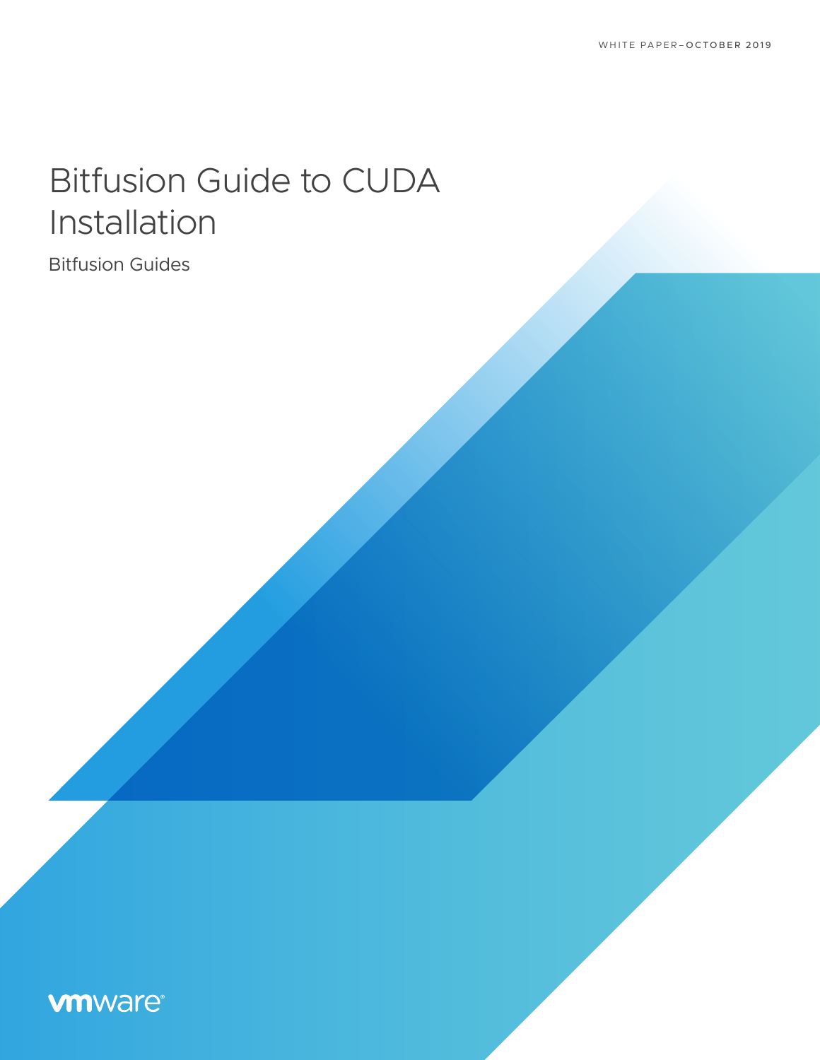WHITE PAPER–OCTOBER 2019

# Bitfusion Guide to CUDA Installation

Bitfusion Guides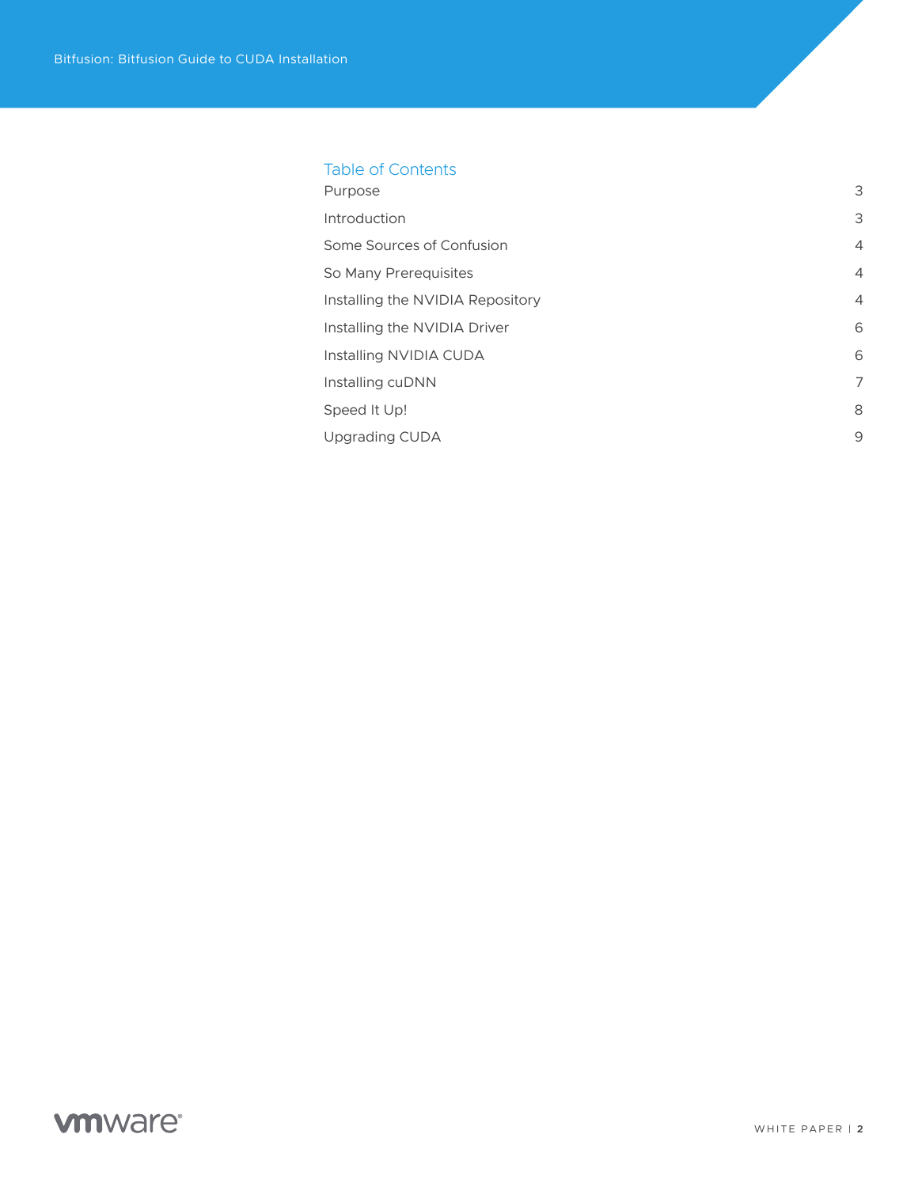## Table of Contents

| | |
|---|---|
| Purpose | 3 |
| Introduction | 3 |
| Some Sources of Confusion | 4 |
| So Many Prerequisites | 4 |
| Installing the NVIDIA Repository | 4 |
| Installing the NVIDIA Driver | 6 |
| Installing NVIDIA CUDA | 6 |
| Installing cuDNN | 7 |
| Speed It Up! | 8 |
| Upgrading CUDA | 9 |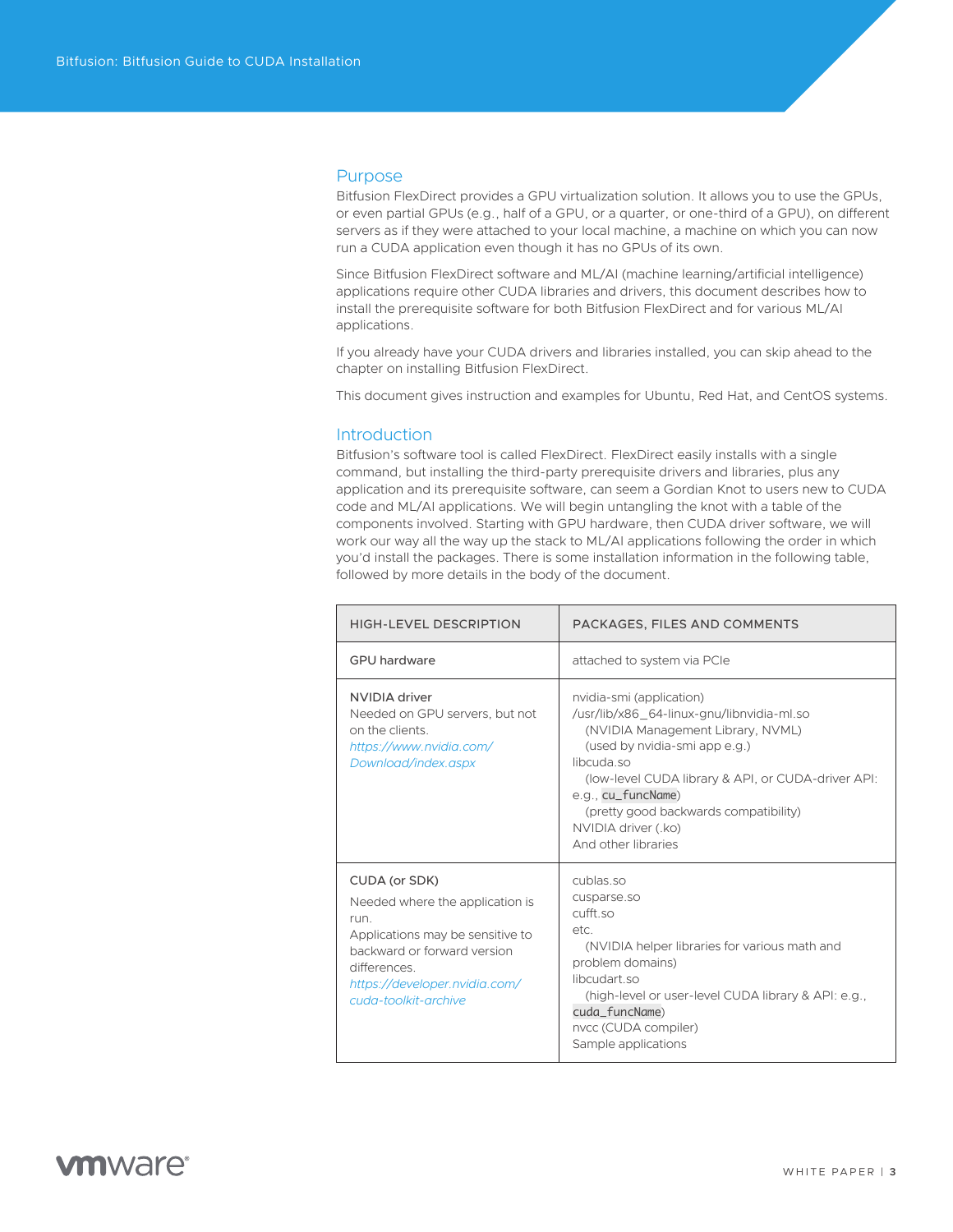## Purpose

Bitfusion FlexDirect provides a GPU virtualization solution. It allows you to use the GPUs, or even partial GPUs (e.g., half of a GPU, or a quarter, or one-third of a GPU), on different servers as if they were attached to your local machine, a machine on which you can now run a CUDA application even though it has no GPUs of its own.

Since Bitfusion FlexDirect software and ML/AI (machine learning/artificial intelligence) applications require other CUDA libraries and drivers, this document describes how to install the prerequisite software for both Bitfusion FlexDirect and for various ML/AI applications.

If you already have your CUDA drivers and libraries installed, you can skip ahead to the chapter on installing Bitfusion FlexDirect.

This document gives instruction and examples for Ubuntu, Red Hat, and CentOS systems.

## Introduction

Bitfusion's software tool is called FlexDirect. FlexDirect easily installs with a single command, but installing the third-party prerequisite drivers and libraries, plus any application and its prerequisite software, can seem a Gordian Knot to users new to CUDA code and ML/AI applications. We will begin untangling the knot with a table of the components involved. Starting with GPU hardware, then CUDA driver software, we will work our way all the way up the stack to ML/AI applications following the order in which you'd install the packages. There is some installation information in the following table, followed by more details in the body of the document.

| HIGH-LEVEL DESCRIPTION | PACKAGES, FILES AND COMMENTS |
|---|---|
| GPU hardware | attached to system via PCIe |
| NVIDIA driver<br>Needed on GPU servers, but not on the clients.<br>*https://www.nvidia.com/Download/index.aspx* | nvidia-smi (application)<br>/usr/lib/x86_64-linux-gnu/libnvidia-ml.so<br>(NVIDIA Management Library, NVML)<br>(used by nvidia-smi app e.g.)<br>libcuda.so<br>(low-level CUDA library & API, or CUDA-driver API: e.g., `cu_funcName`)<br>(pretty good backwards compatibility)<br>NVIDIA driver (.ko)<br>And other libraries |
| CUDA (or SDK)<br>Needed where the application is run.<br>Applications may be sensitive to backward or forward version differences.<br>*https://developer.nvidia.com/cuda-toolkit-archive* | cublas.so<br>cusparse.so<br>cufft.so<br>etc.<br>(NVIDIA helper libraries for various math and problem domains)<br>libcudart.so<br>(high-level or user-level CUDA library & API: e.g., `cuda_funcName`)<br>nvcc (CUDA compiler)<br>Sample applications |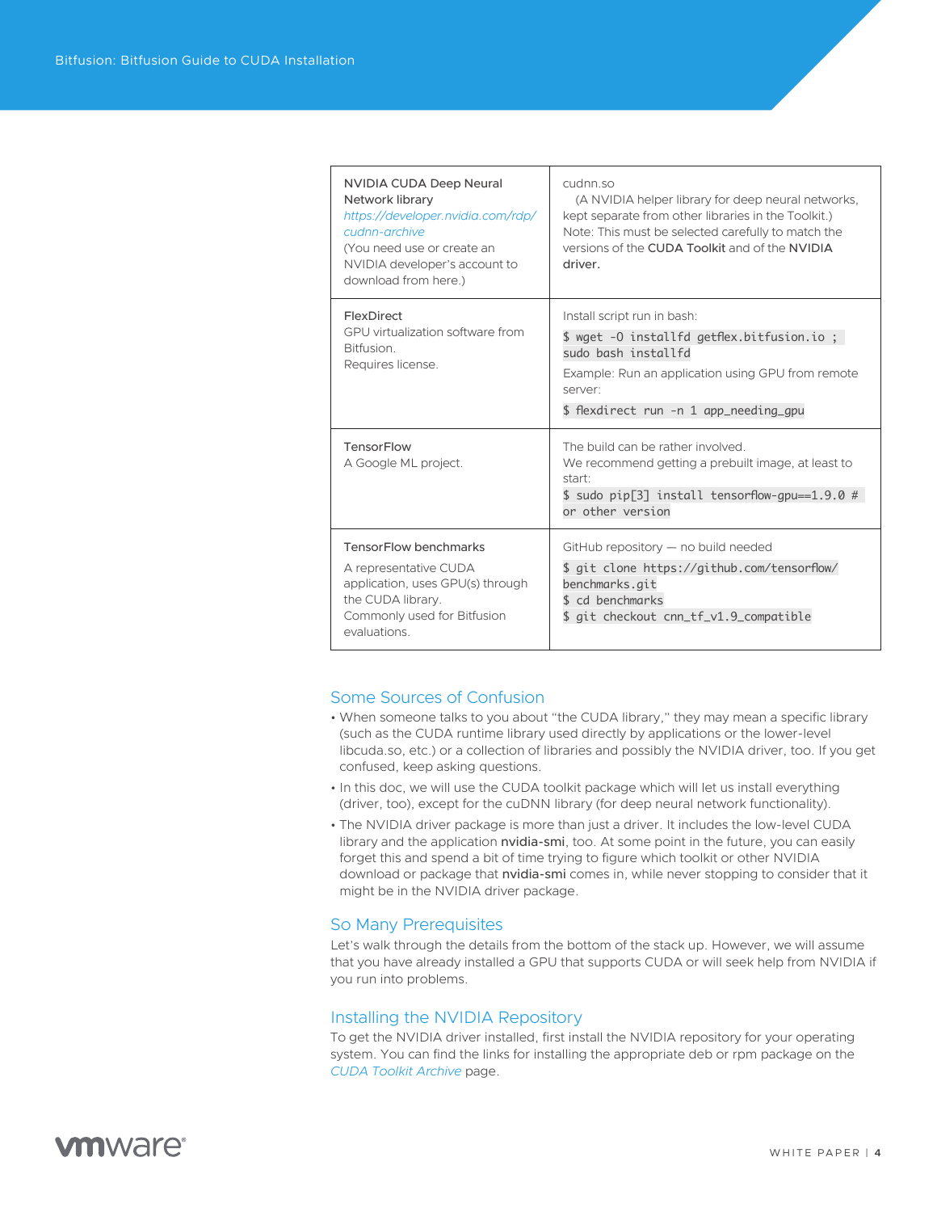| | |
|---|---|
| NVIDIA CUDA Deep Neural Network library *https://developer.nvidia.com/rdp/cudnn-archive* (You need use or create an NVIDIA developer's account to download from here.) | cudnn.so (A NVIDIA helper library for deep neural networks, kept separate from other libraries in the Toolkit.) Note: This must be selected carefully to match the versions of the **CUDA Toolkit** and of the **NVIDIA driver.** |
| FlexDirect GPU virtualization software from Bitfusion. Requires license. | Install script run in bash: `$ wget -O installfd getflex.bitfusion.io ; sudo bash installfd` Example: Run an application using GPU from remote server: `$ flexdirect run -n 1 app_needing_gpu` |
| TensorFlow A Google ML project. | The build can be rather involved. We recommend getting a prebuilt image, at least to start: `$ sudo pip[3] install tensorflow-gpu==1.9.0 # or other version` |
| TensorFlow benchmarks A representative CUDA application, uses GPU(s) through the CUDA library. Commonly used for Bitfusion evaluations. | GitHub repository — no build needed `$ git clone https://github.com/tensorflow/benchmarks.git` `$ cd benchmarks` `$ git checkout cnn_tf_v1.9_compatible` |

## Some Sources of Confusion

- When someone talks to you about "the CUDA library," they may mean a specific library (such as the CUDA runtime library used directly by applications or the lower-level libcuda.so, etc.) or a collection of libraries and possibly the NVIDIA driver, too. If you get confused, keep asking questions.
- In this doc, we will use the CUDA toolkit package which will let us install everything (driver, too), except for the cuDNN library (for deep neural network functionality).
- The NVIDIA driver package is more than just a driver. It includes the low-level CUDA library and the application nvidia-smi, too. At some point in the future, you can easily forget this and spend a bit of time trying to figure which toolkit or other NVIDIA download or package that nvidia-smi comes in, while never stopping to consider that it might be in the NVIDIA driver package.

## So Many Prerequisites

Let's walk through the details from the bottom of the stack up. However, we will assume that you have already installed a GPU that supports CUDA or will seek help from NVIDIA if you run into problems.

## Installing the NVIDIA Repository

To get the NVIDIA driver installed, first install the NVIDIA repository for your operating system. You can find the links for installing the appropriate deb or rpm package on the *CUDA Toolkit Archive* page.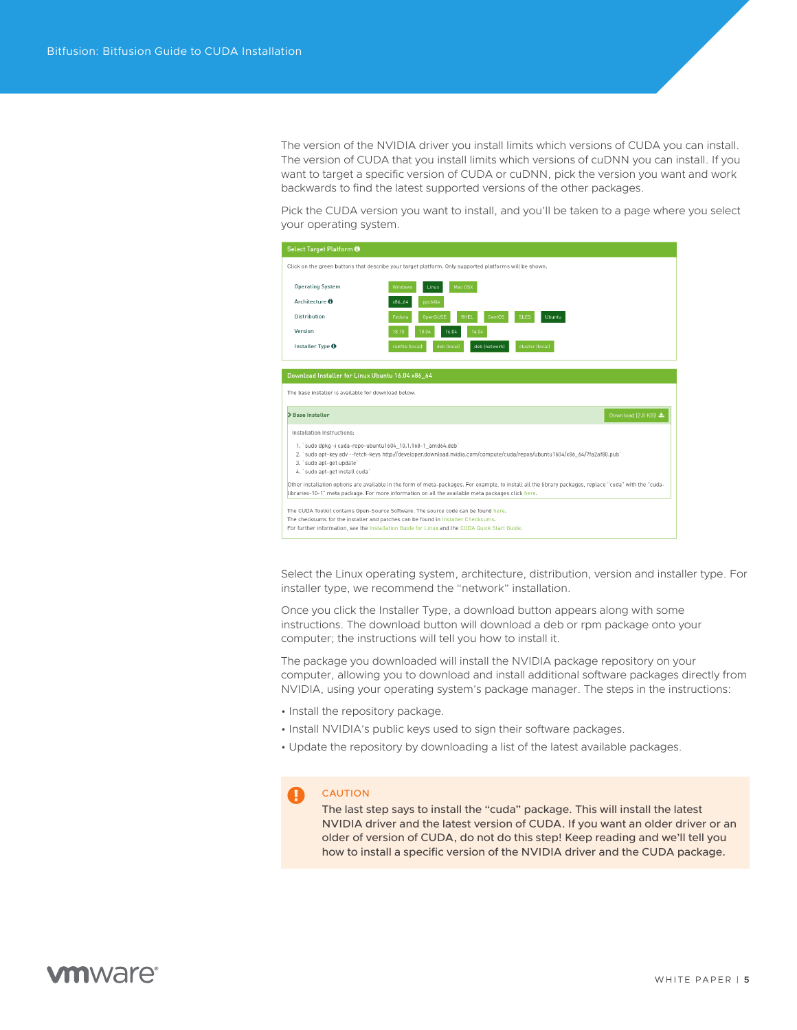The version of the NVIDIA driver you install limits which versions of CUDA you can install. The version of CUDA that you install limits which versions of cuDNN you can install. If you want to target a specific version of CUDA or cuDNN, pick the version you want and work backwards to find the latest supported versions of the other packages.

Pick the CUDA version you want to install, and you'll be taken to a page where you select your operating system.

**Select Target Platform**

Click on the green buttons that describe your target platform. Only supported platforms will be shown.

| | |
|---|---|
| Operating System | Windows, Linux, Mac OSX |
| Architecture | x86_64, ppc64le |
| Distribution | Fedora, OpenSUSE, RHEL, CentOS, SLES, Ubuntu |
| Version | 18.10, 18.04, 16.04, 14.04 |
| Installer Type | runfile (local), deb (local), deb (network), cluster (local) |

**Download Installer for Linux Ubuntu 16.04 x86_64**

The base installer is available for download below.

**Base Installer** — Download (2.8 KB)

Installation Instructions:

1. `sudo dpkg -i cuda-repo-ubuntu1604_10.1.168-1_amd64.deb`
2. `sudo apt-key adv --fetch-keys http://developer.download.nvidia.com/compute/cuda/repos/ubuntu1604/x86_64/7fa2af80.pub`
3. `sudo apt-get update`
4. `sudo apt-get install cuda`

Other installation options are available in the form of meta-packages. For example, to install all the library packages, replace "cuda" with the "cuda-libraries-10-1" meta package. For more information on all the available meta packages click here.

The CUDA Toolkit contains Open-Source Software. The source code can be found here.
The checksums for the installer and patches can be found in Installer Checksums.
For further information, see the Installation Guide for Linux and the CUDA Quick Start Guide.

Select the Linux operating system, architecture, distribution, version and installer type. For installer type, we recommend the "network" installation.

Once you click the Installer Type, a download button appears along with some instructions. The download button will download a deb or rpm package onto your computer; the instructions will tell you how to install it.

The package you downloaded will install the NVIDIA package repository on your computer, allowing you to download and install additional software packages directly from NVIDIA, using your operating system's package manager. The steps in the instructions:

- Install the repository package.
- Install NVIDIA's public keys used to sign their software packages.
- Update the repository by downloading a list of the latest available packages.

**CAUTION**

The last step says to install the "cuda" package. This will install the latest NVIDIA driver and the latest version of CUDA. If you want an older driver or an older of version of CUDA, do not do this step! Keep reading and we'll tell you how to install a specific version of the NVIDIA driver and the CUDA package.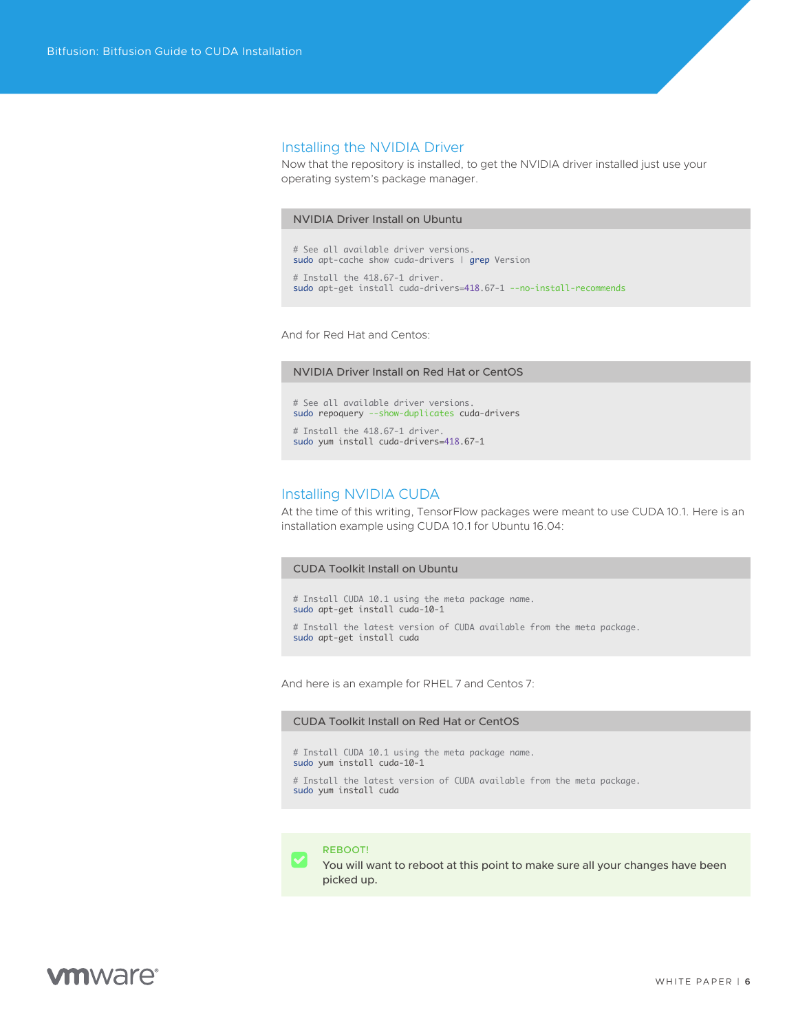## Installing the NVIDIA Driver

Now that the repository is installed, to get the NVIDIA driver installed just use your operating system's package manager.

**NVIDIA Driver Install on Ubuntu**

```
# See all available driver versions.
sudo apt-cache show cuda-drivers | grep Version

# Install the 418.67-1 driver.
sudo apt-get install cuda-drivers=418.67-1 --no-install-recommends
```

And for Red Hat and Centos:

**NVIDIA Driver Install on Red Hat or CentOS**

```
# See all available driver versions.
sudo repoquery --show-duplicates cuda-drivers

# Install the 418.67-1 driver.
sudo yum install cuda-drivers=418.67-1
```

## Installing NVIDIA CUDA

At the time of this writing, TensorFlow packages were meant to use CUDA 10.1. Here is an installation example using CUDA 10.1 for Ubuntu 16.04:

**CUDA Toolkit Install on Ubuntu**

```
# Install CUDA 10.1 using the meta package name.
sudo apt-get install cuda-10-1

# Install the latest version of CUDA available from the meta package.
sudo apt-get install cuda
```

And here is an example for RHEL 7 and Centos 7:

**CUDA Toolkit Install on Red Hat or CentOS**

```
# Install CUDA 10.1 using the meta package name.
sudo yum install cuda-10-1

# Install the latest version of CUDA available from the meta package.
sudo yum install cuda
```

**REBOOT!**

You will want to reboot at this point to make sure all your changes have been picked up.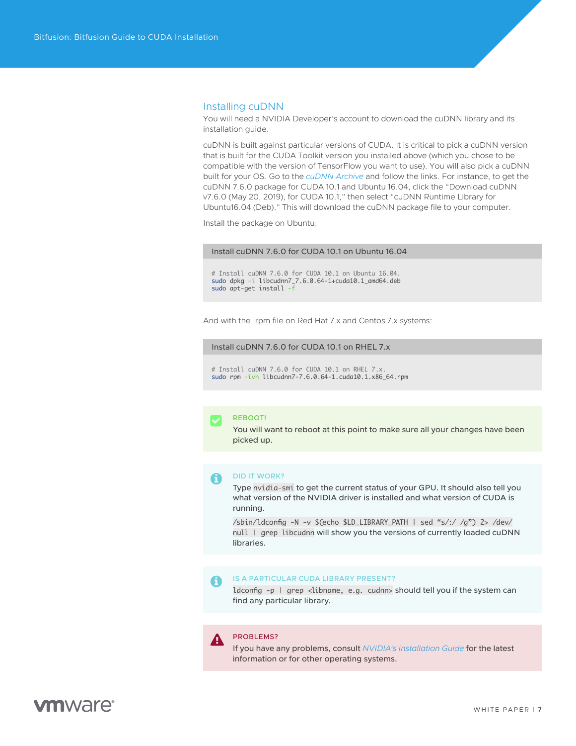## Installing cuDNN

You will need a NVIDIA Developer's account to download the cuDNN library and its installation guide.

cuDNN is built against particular versions of CUDA. It is critical to pick a cuDNN version that is built for the CUDA Toolkit version you installed above (which you chose to be compatible with the version of TensorFlow you want to use). You will also pick a cuDNN built for your OS. Go to the *cuDNN Archive* and follow the links. For instance, to get the cuDNN 7.6.0 package for CUDA 10.1 and Ubuntu 16.04, click the "Download cuDNN v7.6.0 (May 20, 2019), for CUDA 10.1," then select "cuDNN Runtime Library for Ubuntu16.04 (Deb)." This will download the cuDNN package file to your computer.

Install the package on Ubuntu:

**Install cuDNN 7.6.0 for CUDA 10.1 on Ubuntu 16.04**

```
# Install cuDNN 7.6.0 for CUDA 10.1 on Ubuntu 16.04.
sudo dpkg -i libcudnn7_7.6.0.64-1+cuda10.1_amd64.deb
sudo apt-get install -f
```

And with the .rpm file on Red Hat 7.x and Centos 7.x systems:

**Install cuDNN 7.6.0 for CUDA 10.1 on RHEL 7.x**

```
# Install cuDNN 7.6.0 for CUDA 10.1 on RHEL 7.x.
sudo rpm -ivh libcudnn7-7.6.0.64-1.cuda10.1.x86_64.rpm
```

**REBOOT!**

You will want to reboot at this point to make sure all your changes have been picked up.

**DID IT WORK?**

Type `nvidia-smi` to get the current status of your GPU. It should also tell you what version of the NVIDIA driver is installed and what version of CUDA is running.

`/sbin/ldconfig -N -v $(echo $LD_LIBRARY_PATH | sed "s/:/ /g") 2> /dev/null | grep libcudnn` will show you the versions of currently loaded cuDNN libraries.

**IS A PARTICULAR CUDA LIBRARY PRESENT?**

`ldconfig -p | grep <libname, e.g. cudnn>` should tell you if the system can find any particular library.

**PROBLEMS?**

If you have any problems, consult *NVIDIA's Installation Guide* for the latest information or for other operating systems.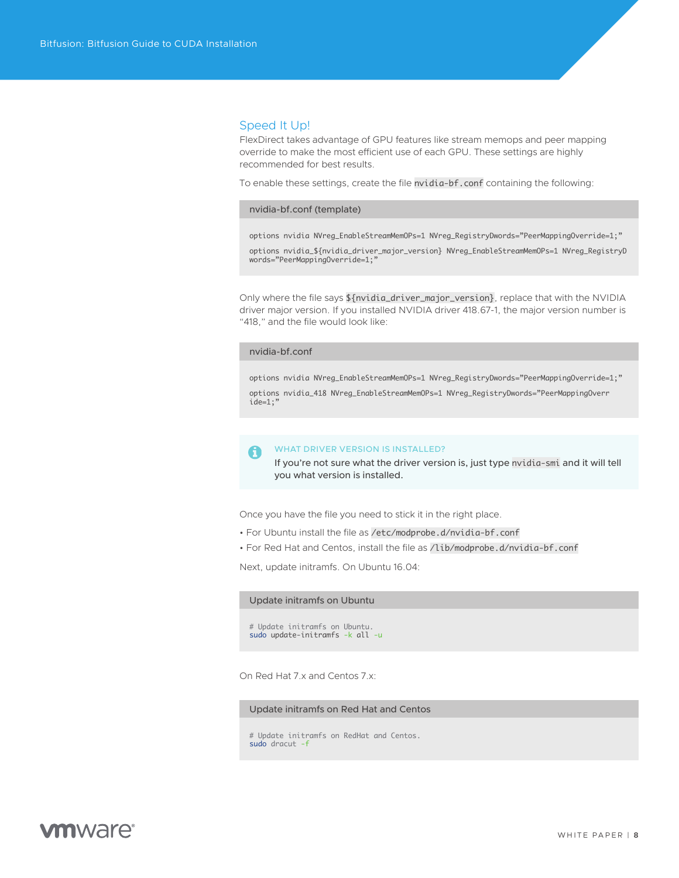## Speed It Up!

FlexDirect takes advantage of GPU features like stream memops and peer mapping override to make the most efficient use of each GPU. These settings are highly recommended for best results.

To enable these settings, create the file `nvidia-bf.conf` containing the following:

**nvidia-bf.conf (template)**

```
options nvidia NVreg_EnableStreamMemOPs=1 NVreg_RegistryDwords="PeerMappingOverride=1;"
options nvidia_${nvidia_driver_major_version} NVreg_EnableStreamMemOPs=1 NVreg_RegistryDwords="PeerMappingOverride=1;"
```

Only where the file says `${nvidia_driver_major_version}`, replace that with the NVIDIA driver major version. If you installed NVIDIA driver 418.67-1, the major version number is "418," and the file would look like:

**nvidia-bf.conf**

```
options nvidia NVreg_EnableStreamMemOPs=1 NVreg_RegistryDwords="PeerMappingOverride=1;"
options nvidia_418 NVreg_EnableStreamMemOPs=1 NVreg_RegistryDwords="PeerMappingOverride=1;"
```

> **WHAT DRIVER VERSION IS INSTALLED?**
>
> If you're not sure what the driver version is, just type `nvidia-smi` and it will tell you what version is installed.

Once you have the file you need to stick it in the right place.

- For Ubuntu install the file as `/etc/modprobe.d/nvidia-bf.conf`
- For Red Hat and Centos, install the file as `/lib/modprobe.d/nvidia-bf.conf`

Next, update initramfs. On Ubuntu 16.04:

**Update initramfs on Ubuntu**

```
# Update initramfs on Ubuntu.
sudo update-initramfs -k all -u
```

On Red Hat 7.x and Centos 7.x:

**Update initramfs on Red Hat and Centos**

```
# Update initramfs on RedHat and Centos.
sudo dracut -f
```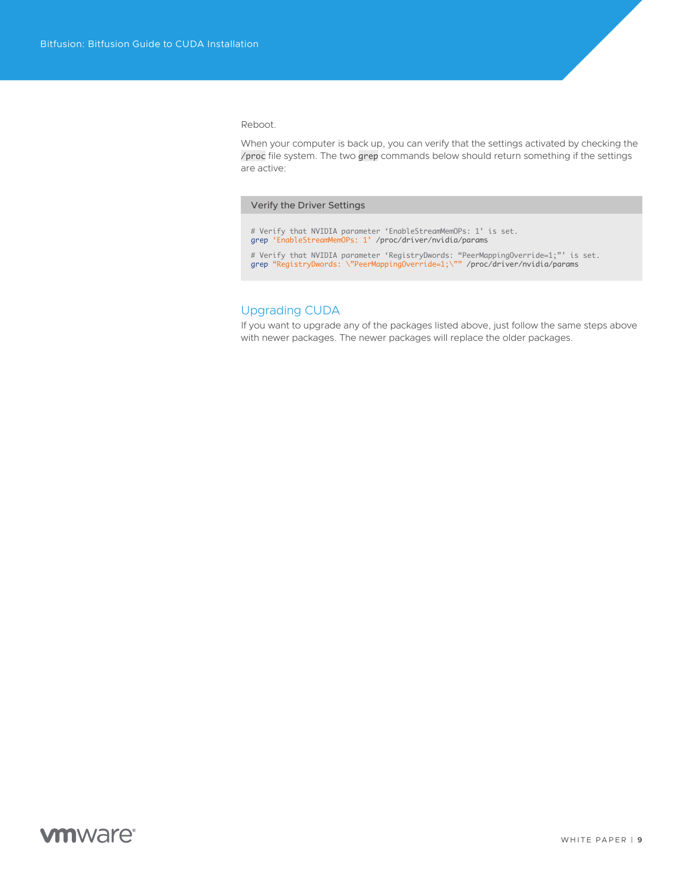Reboot.

When your computer is back up, you can verify that the settings activated by checking the `/proc` file system. The two `grep` commands below should return something if the settings are active:

**Verify the Driver Settings**

```
# Verify that NVIDIA parameter 'EnableStreamMemOPs: 1' is set.
grep 'EnableStreamMemOPs: 1' /proc/driver/nvidia/params

# Verify that NVIDIA parameter 'RegistryDwords: "PeerMappingOverride=1;"' is set.
grep "RegistryDwords: \"PeerMappingOverride=1;\"" /proc/driver/nvidia/params
```

## Upgrading CUDA

If you want to upgrade any of the packages listed above, just follow the same steps above with newer packages. The newer packages will replace the older packages.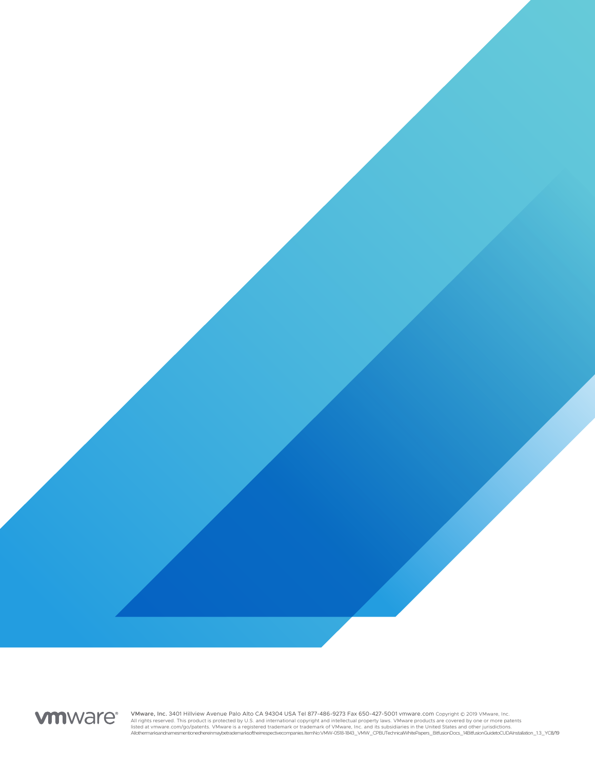vmware®

**VMware, Inc.** 3401 Hillview Avenue Palo Alto CA 94304 USA Tel 877-486-9273 Fax 650-427-5001 vmware.com Copyright © 2019 VMware, Inc. All rights reserved. This product is protected by U.S. and international copyright and intellectual property laws. VMware products are covered by one or more patents listed at vmware.com/go/patents. VMware is a registered trademark or trademark of VMware, Inc. and its subsidiaries in the United States and other jurisdictions. Allothermarksandnamesmentionedhereinmaybetrademarksoftheirrespectivecompanies.ItemNo:VMW-0518-1843_VMW_CPBUTechnicalWhitePapers_BitfusionDocs_14BitfusionGuidetoCUDAInstallation_1.3_YC8/19